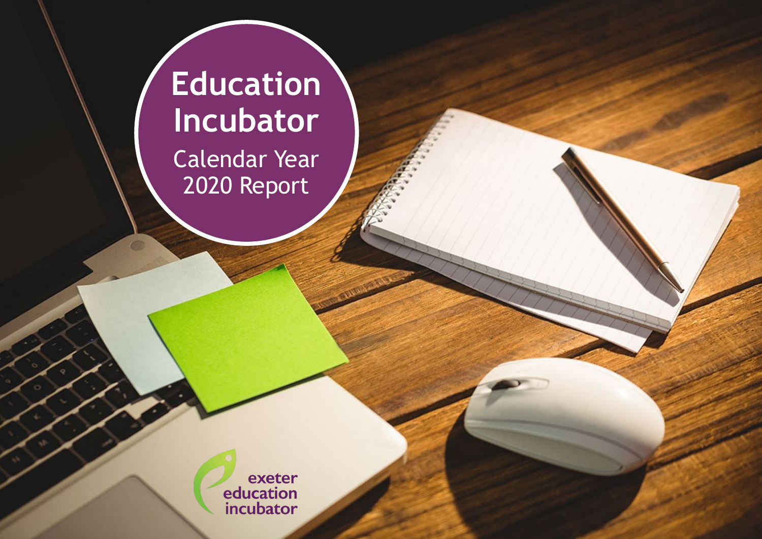# Education Incubator

Calendar Year 2020 Report

exeter education incubator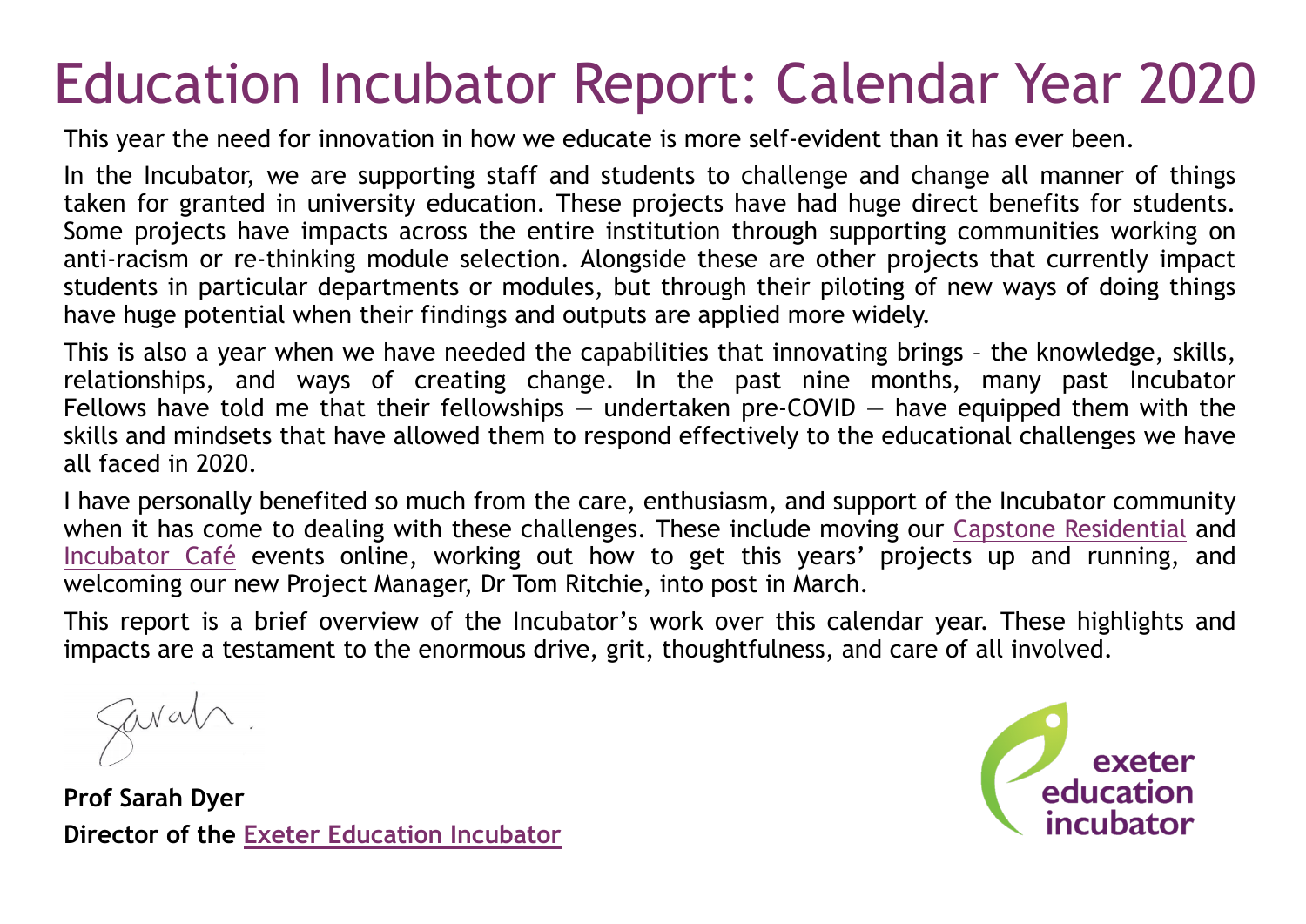# Education Incubator Report: Calendar Year 2020

This year the need for innovation in how we educate is more self-evident than it has ever been.

In the Incubator, we are supporting staff and students to challenge and change all manner of things taken for granted in university education. These projects have had huge direct benefits for students. Some projects have impacts across the entire institution through supporting communities working on anti-racism or re-thinking module selection. Alongside these are other projects that currently impact students in particular departments or modules, but through their piloting of new ways of doing things have huge potential when their findings and outputs are applied more widely.

This is also a year when we have needed the capabilities that innovating brings – the knowledge, skills, relationships, and ways of creating change. In the past nine months, many past Incubator Fellows have told me that their fellowships — undertaken pre-COVID — have equipped them with the skills and mindsets that have allowed them to respond effectively to the educational challenges we have all faced in 2020.

I have personally benefited so much from the care, enthusiasm, and support of the Incubator community when it has come to dealing with these challenges. These include moving our Capstone Residential and Incubator Café events online, working out how to get this years' projects up and running, and welcoming our new Project Manager, Dr Tom Ritchie, into post in March.

This report is a brief overview of the Incubator's work over this calendar year. These highlights and impacts are a testament to the enormous drive, grit, thoughtfulness, and care of all involved.

Sarah.

**Prof Sarah Dyer**
**Director of the Exeter Education Incubator**

exeter education incubator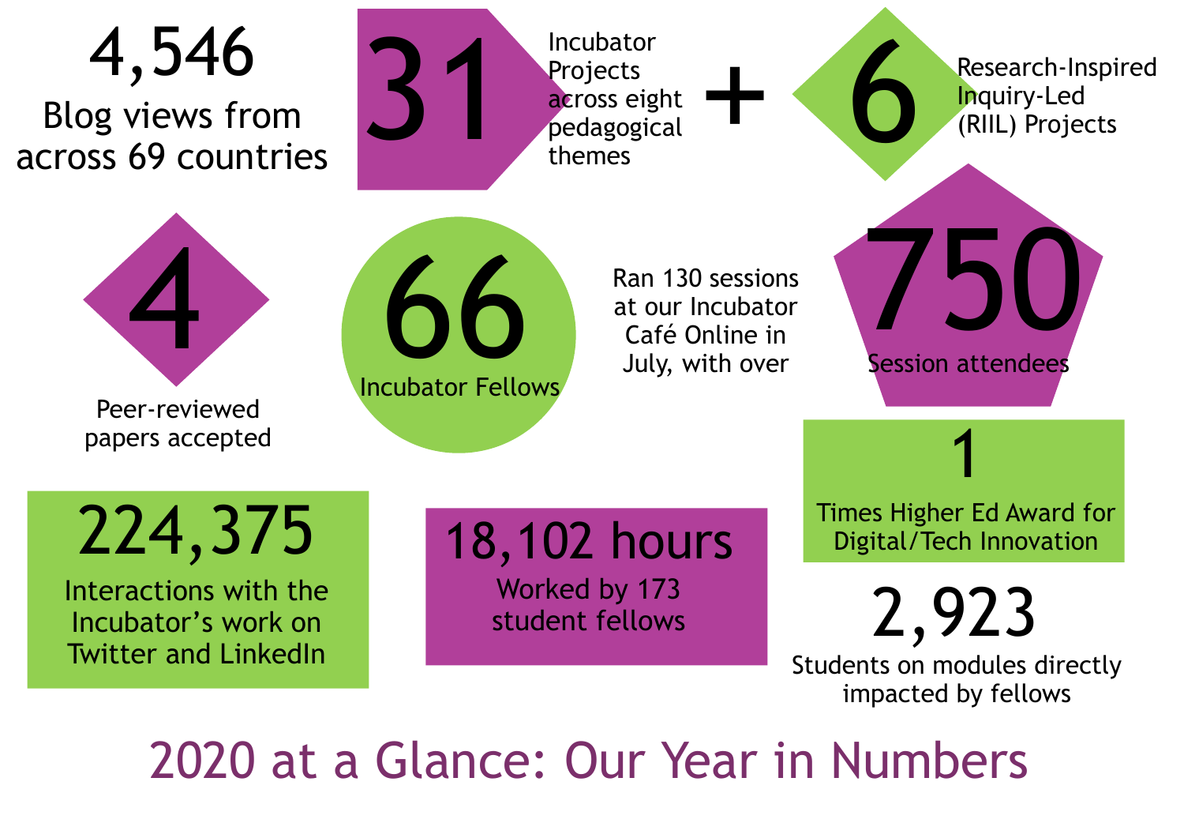# 2020 at a Glance: Our Year in Numbers

**4,546**
Blog views from across 69 countries

**31**
Incubator Projects across eight pedagogical themes

**+**

**6**
Research-Inspired Inquiry-Led (RIIL) Projects

**4**
Peer-reviewed papers accepted

**66**
Incubator Fellows

Ran 130 sessions at our Incubator Café Online in July, with over

**750**
Session attendees

**1**
Times Higher Ed Award for Digital/Tech Innovation

**224,375**
Interactions with the Incubator's work on Twitter and LinkedIn

**18,102 hours**
Worked by 173 student fellows

**2,923**
Students on modules directly impacted by fellows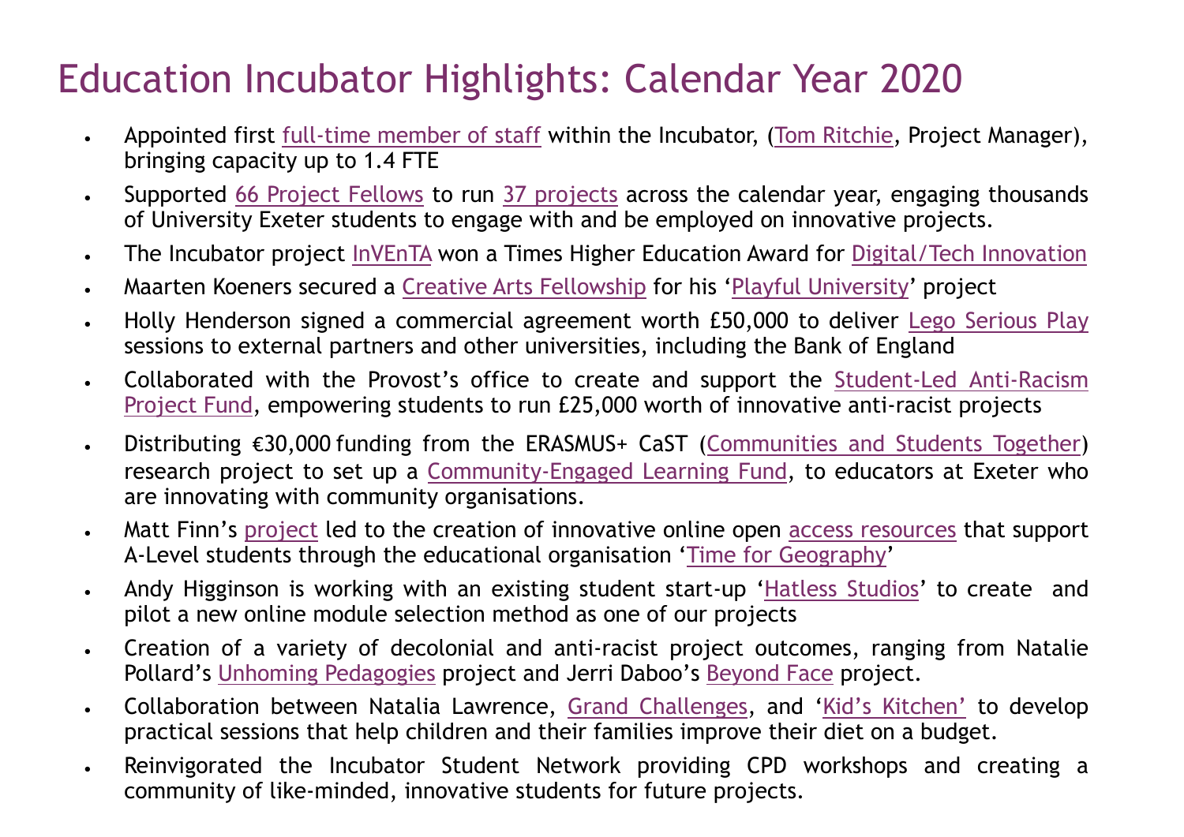# Education Incubator Highlights: Calendar Year 2020

- Appointed first full-time member of staff within the Incubator, (Tom Ritchie, Project Manager), bringing capacity up to 1.4 FTE
- Supported 66 Project Fellows to run 37 projects across the calendar year, engaging thousands of University Exeter students to engage with and be employed on innovative projects.
- The Incubator project InVEnTA won a Times Higher Education Award for Digital/Tech Innovation
- Maarten Koeners secured a Creative Arts Fellowship for his 'Playful University' project
- Holly Henderson signed a commercial agreement worth £50,000 to deliver Lego Serious Play sessions to external partners and other universities, including the Bank of England
- Collaborated with the Provost's office to create and support the Student-Led Anti-Racism Project Fund, empowering students to run £25,000 worth of innovative anti-racist projects
- Distributing €30,000 funding from the ERASMUS+ CaST (Communities and Students Together) research project to set up a Community-Engaged Learning Fund, to educators at Exeter who are innovating with community organisations.
- Matt Finn's project led to the creation of innovative online open access resources that support A-Level students through the educational organisation 'Time for Geography'
- Andy Higginson is working with an existing student start-up 'Hatless Studios' to create and pilot a new online module selection method as one of our projects
- Creation of a variety of decolonial and anti-racist project outcomes, ranging from Natalie Pollard's Unhoming Pedagogies project and Jerri Daboo's Beyond Face project.
- Collaboration between Natalia Lawrence, Grand Challenges, and 'Kid's Kitchen' to develop practical sessions that help children and their families improve their diet on a budget.
- Reinvigorated the Incubator Student Network providing CPD workshops and creating a community of like-minded, innovative students for future projects.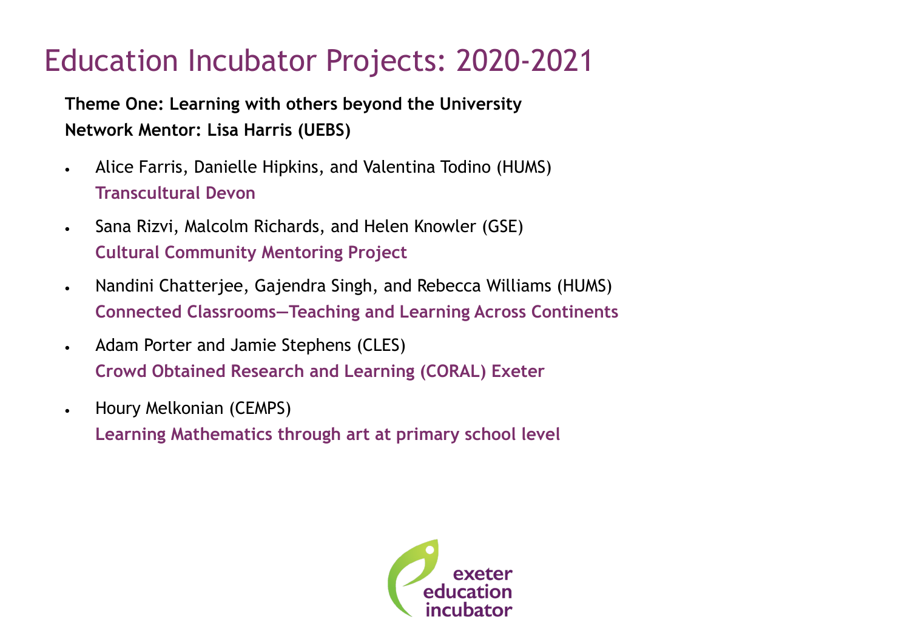# Education Incubator Projects: 2020-2021

**Theme One: Learning with others beyond the University**
**Network Mentor: Lisa Harris (UEBS)**

- Alice Farris, Danielle Hipkins, and Valentina Todino (HUMS)
  **Transcultural Devon**
- Sana Rizvi, Malcolm Richards, and Helen Knowler (GSE)
  **Cultural Community Mentoring Project**
- Nandini Chatterjee, Gajendra Singh, and Rebecca Williams (HUMS)
  **Connected Classrooms—Teaching and Learning Across Continents**
- Adam Porter and Jamie Stephens (CLES)
  **Crowd Obtained Research and Learning (CORAL) Exeter**
- Houry Melkonian (CEMPS)
  **Learning Mathematics through art at primary school level**

exeter education incubator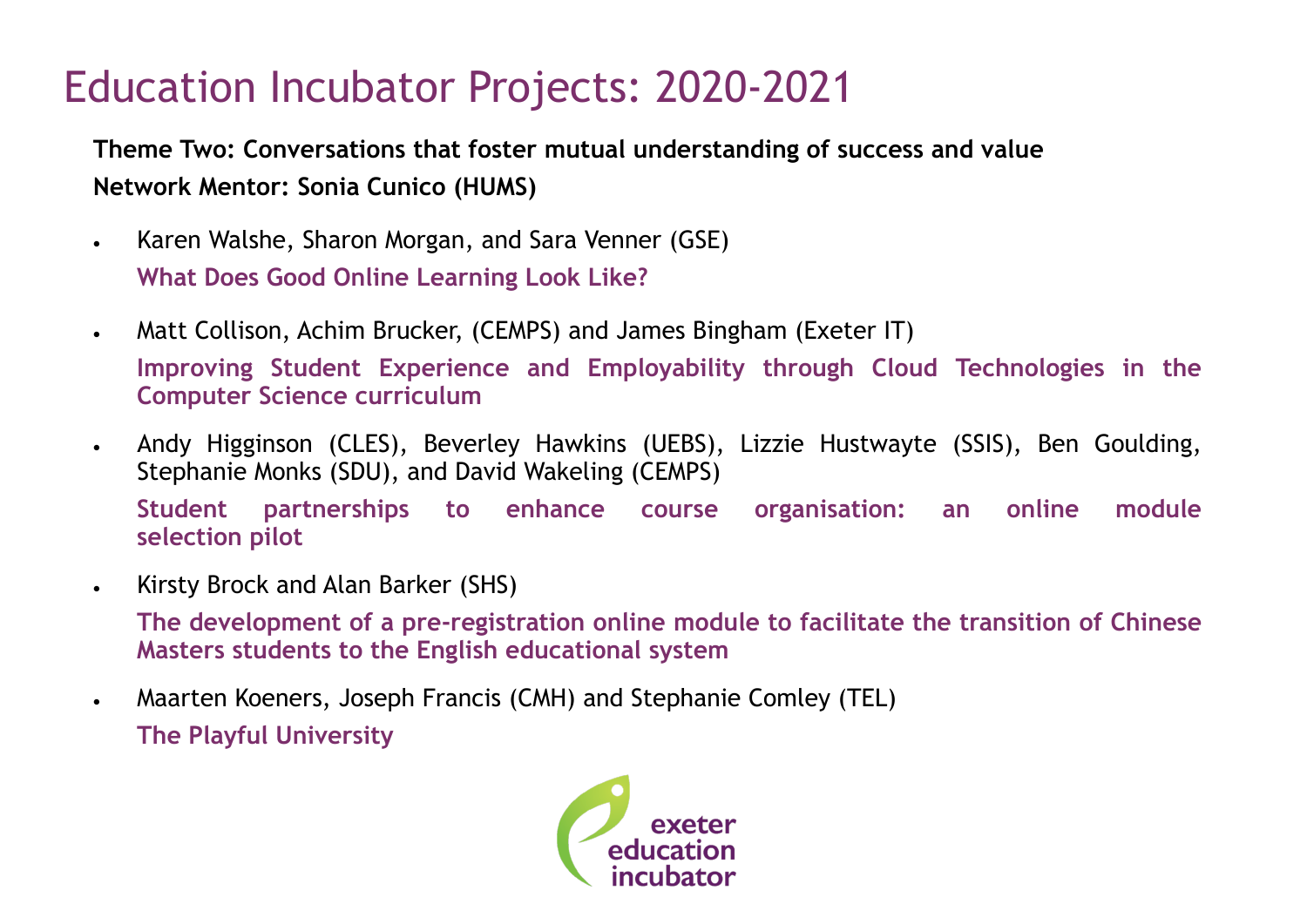# Education Incubator Projects: 2020-2021

**Theme Two: Conversations that foster mutual understanding of success and value**

**Network Mentor: Sonia Cunico (HUMS)**

- Karen Walshe, Sharon Morgan, and Sara Venner (GSE)

  **What Does Good Online Learning Look Like?**

- Matt Collison, Achim Brucker, (CEMPS) and James Bingham (Exeter IT)

  **Improving Student Experience and Employability through Cloud Technologies in the Computer Science curriculum**

- Andy Higginson (CLES), Beverley Hawkins (UEBS), Lizzie Hustwayte (SSIS), Ben Goulding, Stephanie Monks (SDU), and David Wakeling (CEMPS)

  **Student partnerships to enhance course organisation: an online module selection pilot**

- Kirsty Brock and Alan Barker (SHS)

  **The development of a pre-registration online module to facilitate the transition of Chinese Masters students to the English educational system**

- Maarten Koeners, Joseph Francis (CMH) and Stephanie Comley (TEL)

  **The Playful University**

exeter education incubator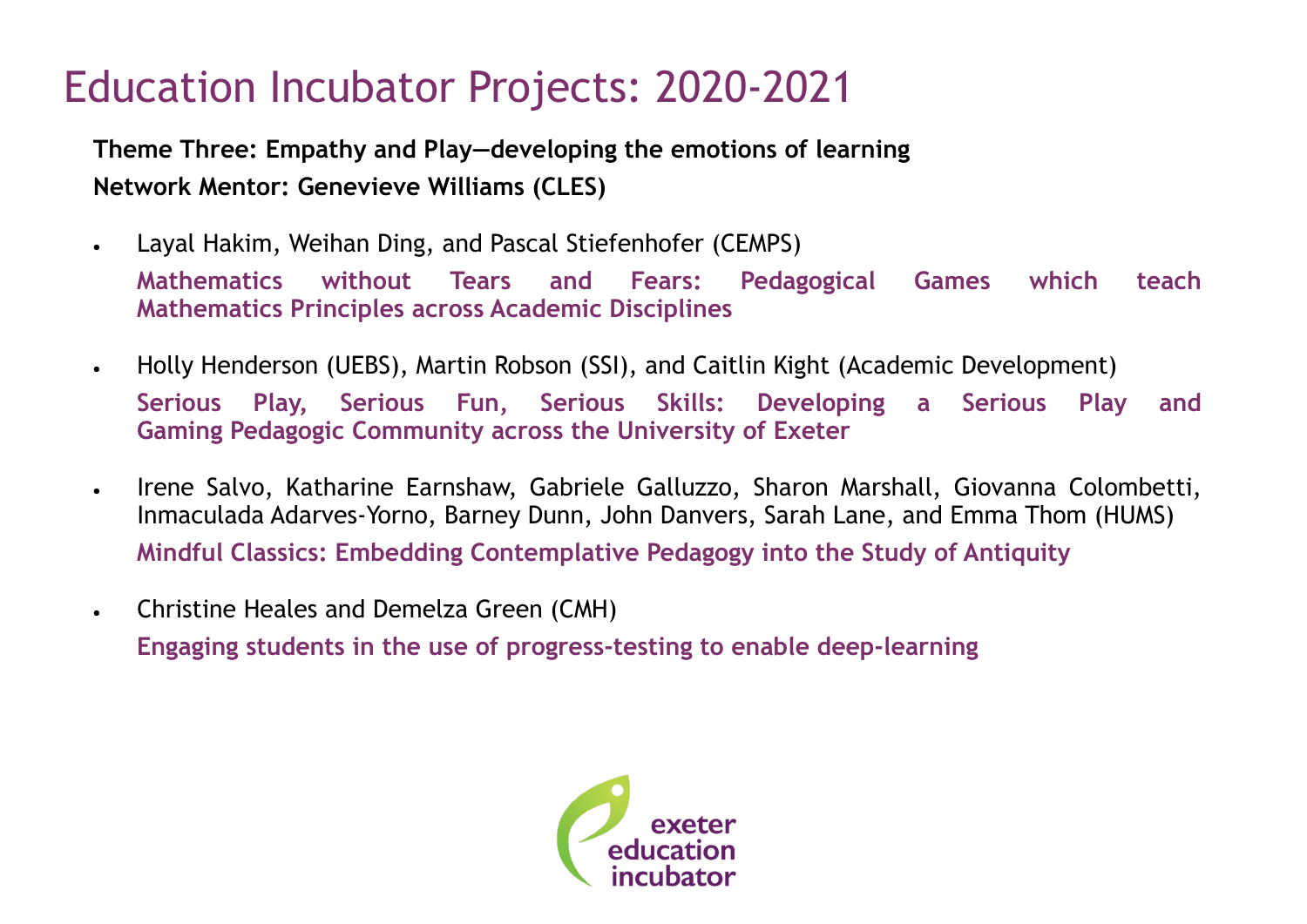# Education Incubator Projects: 2020-2021

**Theme Three: Empathy and Play—developing the emotions of learning**

**Network Mentor: Genevieve Williams (CLES)**

- Layal Hakim, Weihan Ding, and Pascal Stiefenhofer (CEMPS)

  **Mathematics without Tears and Fears: Pedagogical Games which teach Mathematics Principles across Academic Disciplines**

- Holly Henderson (UEBS), Martin Robson (SSI), and Caitlin Kight (Academic Development)

  **Serious Play, Serious Fun, Serious Skills: Developing a Serious Play and Gaming Pedagogic Community across the University of Exeter**

- Irene Salvo, Katharine Earnshaw, Gabriele Galluzzo, Sharon Marshall, Giovanna Colombetti, Inmaculada Adarves-Yorno, Barney Dunn, John Danvers, Sarah Lane, and Emma Thom (HUMS)

  **Mindful Classics: Embedding Contemplative Pedagogy into the Study of Antiquity**

- Christine Heales and Demelza Green (CMH)

  **Engaging students in the use of progress-testing to enable deep-learning**

exeter education incubator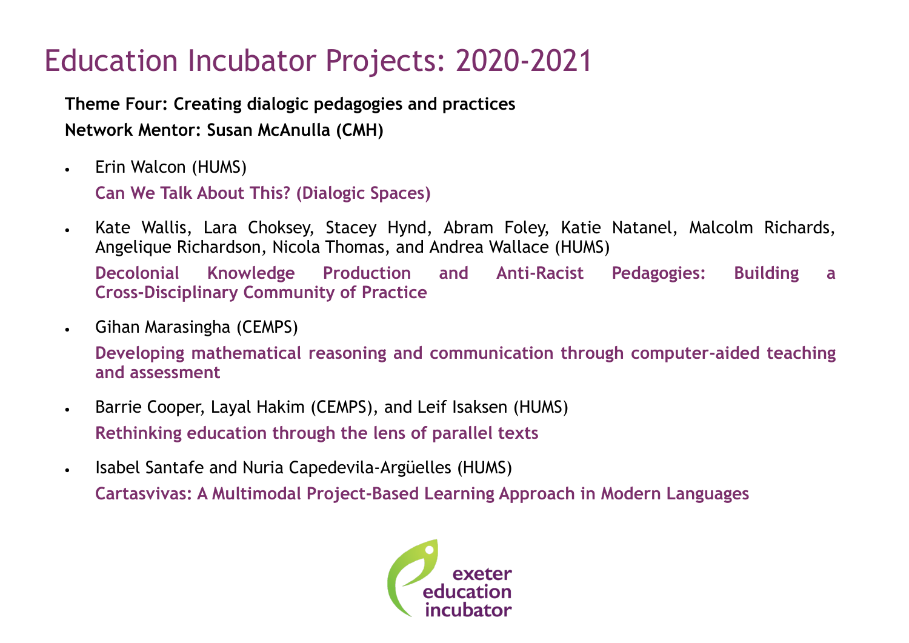# Education Incubator Projects: 2020-2021

**Theme Four: Creating dialogic pedagogies and practices**

**Network Mentor: Susan McAnulla (CMH)**

- Erin Walcon (HUMS)

  **Can We Talk About This? (Dialogic Spaces)**

- Kate Wallis, Lara Choksey, Stacey Hynd, Abram Foley, Katie Natanel, Malcolm Richards, Angelique Richardson, Nicola Thomas, and Andrea Wallace (HUMS)

  **Decolonial Knowledge Production and Anti-Racist Pedagogies: Building a Cross-Disciplinary Community of Practice**

- Gihan Marasingha (CEMPS)

  **Developing mathematical reasoning and communication through computer-aided teaching and assessment**

- Barrie Cooper, Layal Hakim (CEMPS), and Leif Isaksen (HUMS)

  **Rethinking education through the lens of parallel texts**

- Isabel Santafe and Nuria Capedevila-Argüelles (HUMS)

  **Cartasvivas: A Multimodal Project-Based Learning Approach in Modern Languages**

exeter education incubator